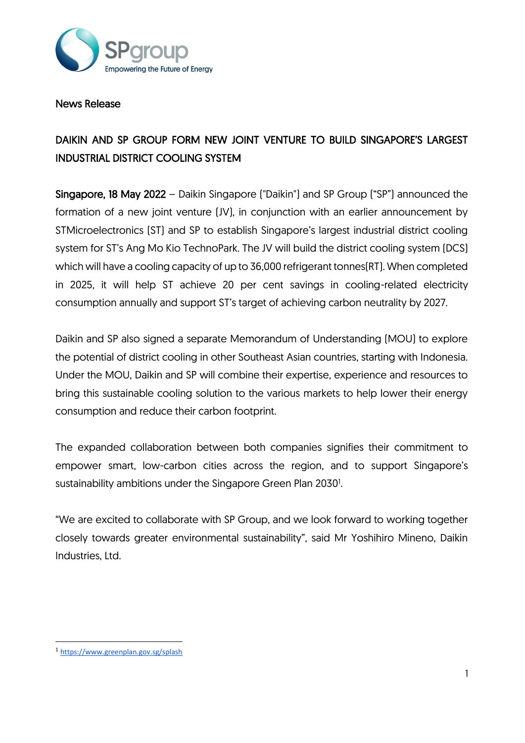SPgroup
Empowering the Future of Energy

News Release

# DAIKIN AND SP GROUP FORM NEW JOINT VENTURE TO BUILD SINGAPORE'S LARGEST INDUSTRIAL DISTRICT COOLING SYSTEM

**Singapore, 18 May 2022** – Daikin Singapore ("Daikin") and SP Group ("SP") announced the formation of a new joint venture (JV), in conjunction with an earlier announcement by STMicroelectronics (ST) and SP to establish Singapore's largest industrial district cooling system for ST's Ang Mo Kio TechnoPark. The JV will build the district cooling system (DCS) which will have a cooling capacity of up to 36,000 refrigerant tonnes(RT). When completed in 2025, it will help ST achieve 20 per cent savings in cooling-related electricity consumption annually and support ST's target of achieving carbon neutrality by 2027.

Daikin and SP also signed a separate Memorandum of Understanding (MOU) to explore the potential of district cooling in other Southeast Asian countries, starting with Indonesia. Under the MOU, Daikin and SP will combine their expertise, experience and resources to bring this sustainable cooling solution to the various markets to help lower their energy consumption and reduce their carbon footprint.

The expanded collaboration between both companies signifies their commitment to empower smart, low-carbon cities across the region, and to support Singapore's sustainability ambitions under the Singapore Green Plan 2030[1].

"We are excited to collaborate with SP Group, and we look forward to working together closely towards greater environmental sustainability", said Mr Yoshihiro Mineno, Daikin Industries, Ltd.

[1] https://www.greenplan.gov.sg/splash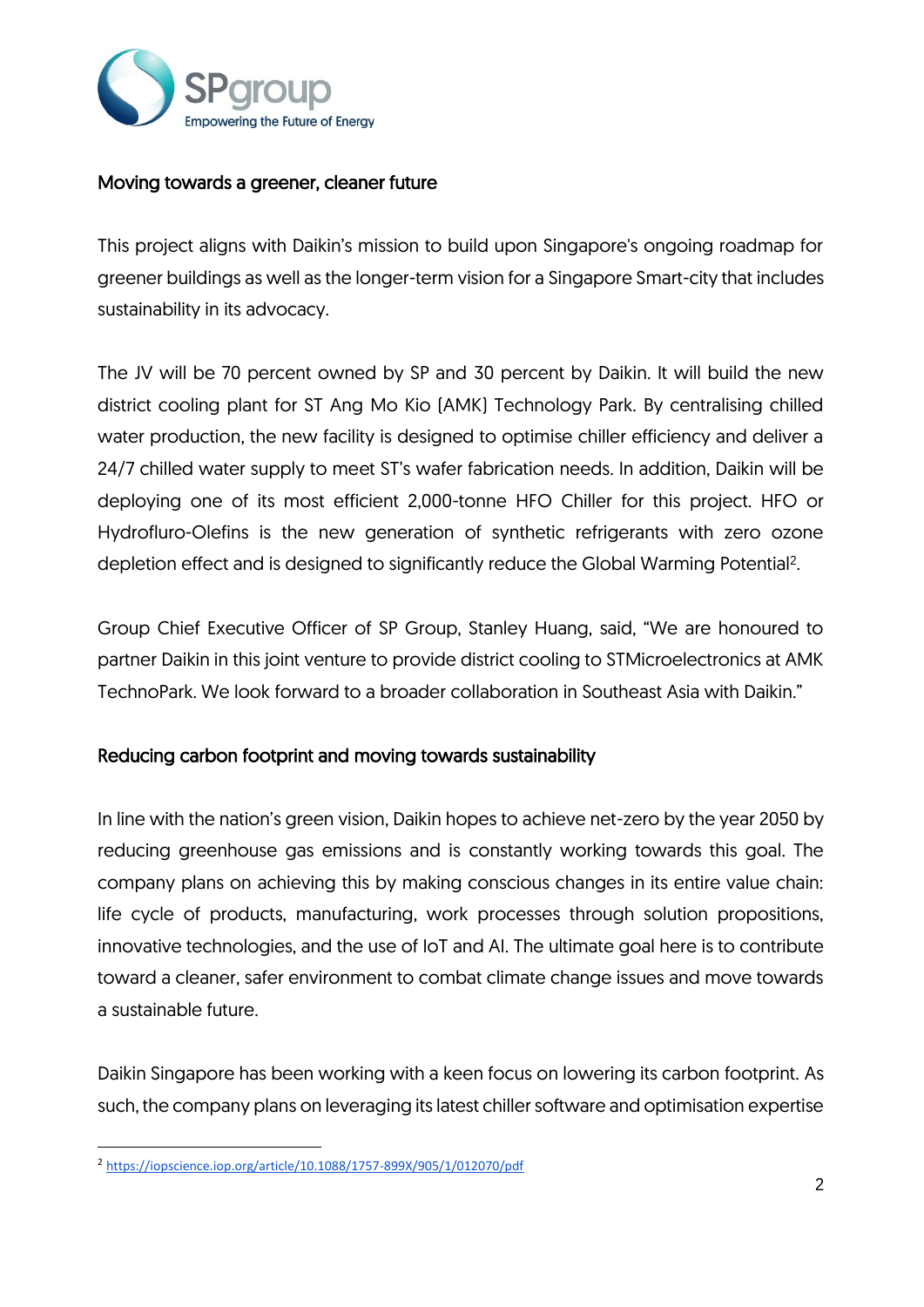## Moving towards a greener, cleaner future

This project aligns with Daikin's mission to build upon Singapore's ongoing roadmap for greener buildings as well as the longer-term vision for a Singapore Smart-city that includes sustainability in its advocacy.

The JV will be 70 percent owned by SP and 30 percent by Daikin. It will build the new district cooling plant for ST Ang Mo Kio (AMK) Technology Park. By centralising chilled water production, the new facility is designed to optimise chiller efficiency and deliver a 24/7 chilled water supply to meet ST's wafer fabrication needs. In addition, Daikin will be deploying one of its most efficient 2,000-tonne HFO Chiller for this project. HFO or Hydrofluro-Olefins is the new generation of synthetic refrigerants with zero ozone depletion effect and is designed to significantly reduce the Global Warming Potential[2].

Group Chief Executive Officer of SP Group, Stanley Huang, said, "We are honoured to partner Daikin in this joint venture to provide district cooling to STMicroelectronics at AMK TechnoPark. We look forward to a broader collaboration in Southeast Asia with Daikin."

## Reducing carbon footprint and moving towards sustainability

In line with the nation's green vision, Daikin hopes to achieve net-zero by the year 2050 by reducing greenhouse gas emissions and is constantly working towards this goal. The company plans on achieving this by making conscious changes in its entire value chain: life cycle of products, manufacturing, work processes through solution propositions, innovative technologies, and the use of IoT and AI. The ultimate goal here is to contribute toward a cleaner, safer environment to combat climate change issues and move towards a sustainable future.

Daikin Singapore has been working with a keen focus on lowering its carbon footprint. As such, the company plans on leveraging its latest chiller software and optimisation expertise

---

[2] https://iopscience.iop.org/article/10.1088/1757-899X/905/1/012070/pdf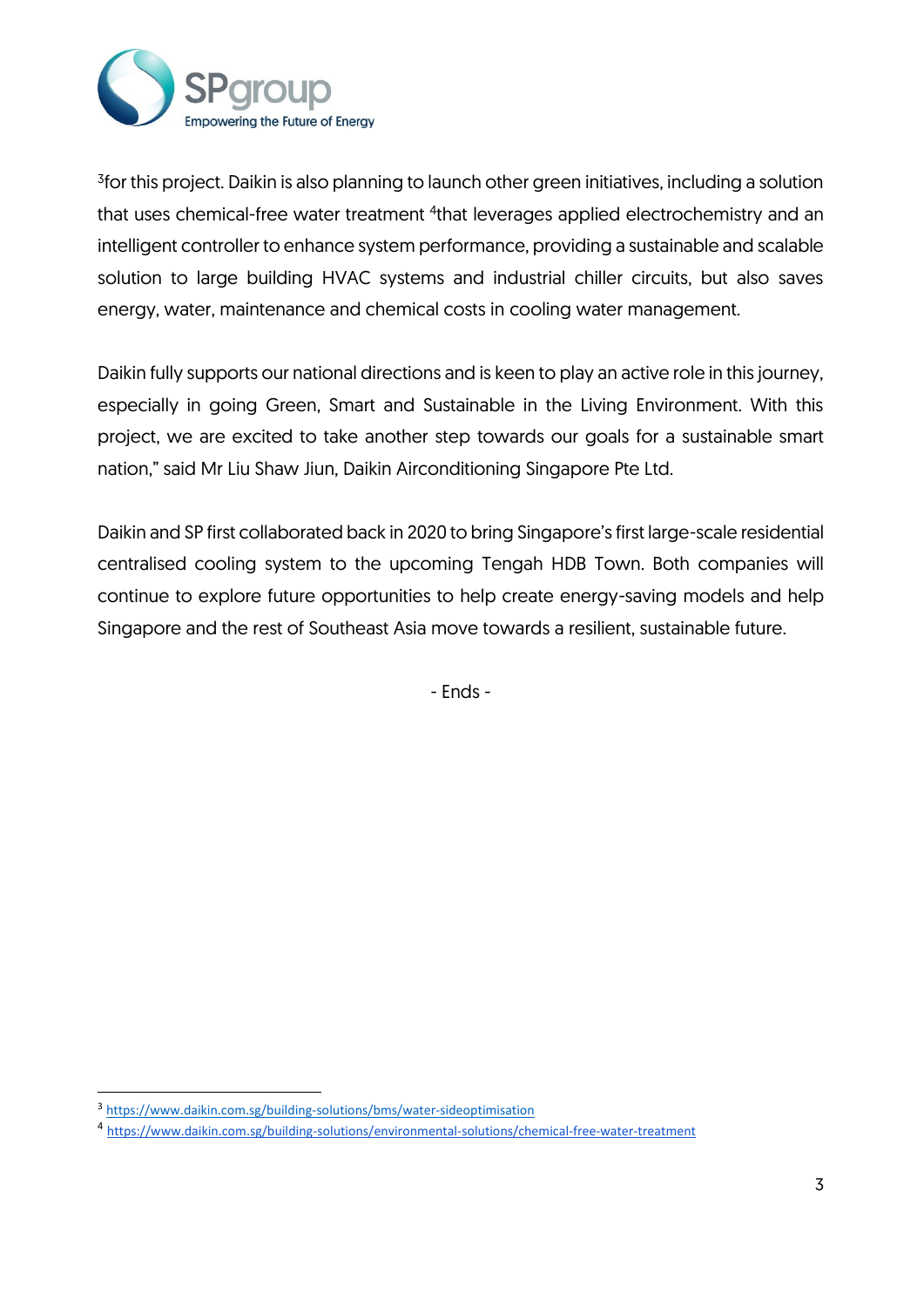[3]for this project. Daikin is also planning to launch other green initiatives, including a solution that uses chemical-free water treatment [4]that leverages applied electrochemistry and an intelligent controller to enhance system performance, providing a sustainable and scalable solution to large building HVAC systems and industrial chiller circuits, but also saves energy, water, maintenance and chemical costs in cooling water management.

Daikin fully supports our national directions and is keen to play an active role in this journey, especially in going Green, Smart and Sustainable in the Living Environment. With this project, we are excited to take another step towards our goals for a sustainable smart nation," said Mr Liu Shaw Jiun, Daikin Airconditioning Singapore Pte Ltd.

Daikin and SP first collaborated back in 2020 to bring Singapore's first large-scale residential centralised cooling system to the upcoming Tengah HDB Town. Both companies will continue to explore future opportunities to help create energy-saving models and help Singapore and the rest of Southeast Asia move towards a resilient, sustainable future.

- Ends -

---

[3] https://www.daikin.com.sg/building-solutions/bms/water-sideoptimisation

[4] https://www.daikin.com.sg/building-solutions/environmental-solutions/chemical-free-water-treatment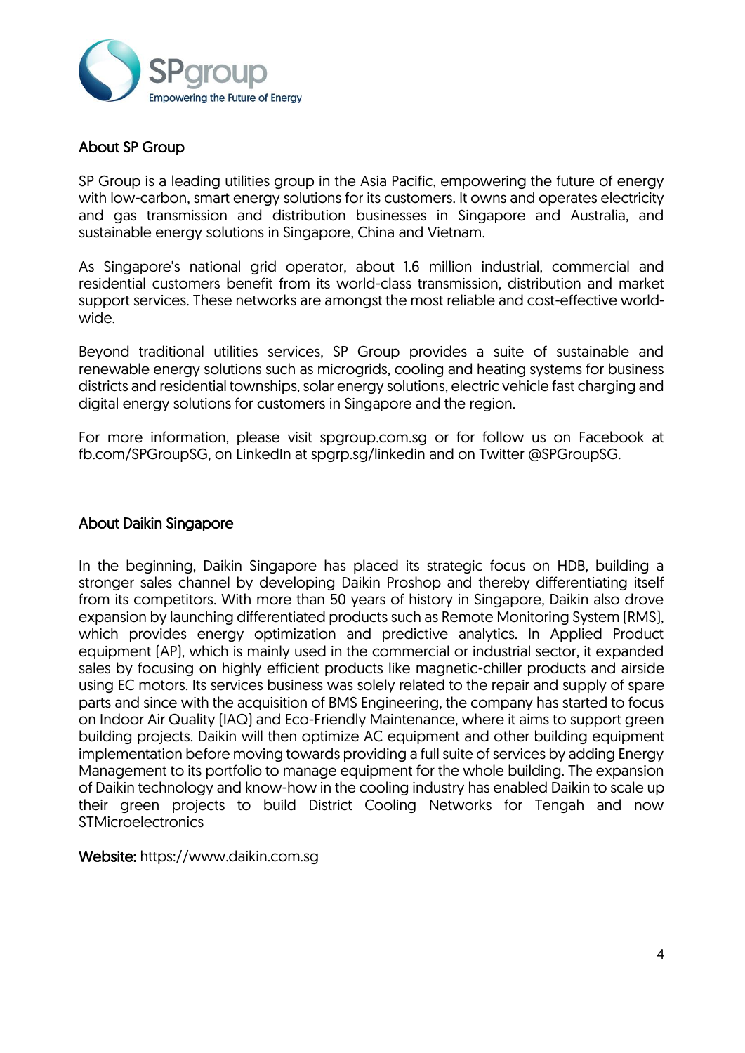## About SP Group

SP Group is a leading utilities group in the Asia Pacific, empowering the future of energy with low-carbon, smart energy solutions for its customers. It owns and operates electricity and gas transmission and distribution businesses in Singapore and Australia, and sustainable energy solutions in Singapore, China and Vietnam.

As Singapore's national grid operator, about 1.6 million industrial, commercial and residential customers benefit from its world-class transmission, distribution and market support services. These networks are amongst the most reliable and cost-effective world-wide.

Beyond traditional utilities services, SP Group provides a suite of sustainable and renewable energy solutions such as microgrids, cooling and heating systems for business districts and residential townships, solar energy solutions, electric vehicle fast charging and digital energy solutions for customers in Singapore and the region.

For more information, please visit spgroup.com.sg or for follow us on Facebook at fb.com/SPGroupSG, on LinkedIn at spgrp.sg/linkedin and on Twitter @SPGroupSG.

## About Daikin Singapore

In the beginning, Daikin Singapore has placed its strategic focus on HDB, building a stronger sales channel by developing Daikin Proshop and thereby differentiating itself from its competitors. With more than 50 years of history in Singapore, Daikin also drove expansion by launching differentiated products such as Remote Monitoring System (RMS), which provides energy optimization and predictive analytics. In Applied Product equipment (AP), which is mainly used in the commercial or industrial sector, it expanded sales by focusing on highly efficient products like magnetic-chiller products and airside using EC motors. Its services business was solely related to the repair and supply of spare parts and since with the acquisition of BMS Engineering, the company has started to focus on Indoor Air Quality (IAQ) and Eco-Friendly Maintenance, where it aims to support green building projects. Daikin will then optimize AC equipment and other building equipment implementation before moving towards providing a full suite of services by adding Energy Management to its portfolio to manage equipment for the whole building. The expansion of Daikin technology and know-how in the cooling industry has enabled Daikin to scale up their green projects to build District Cooling Networks for Tengah and now STMicroelectronics

**Website:** https://www.daikin.com.sg